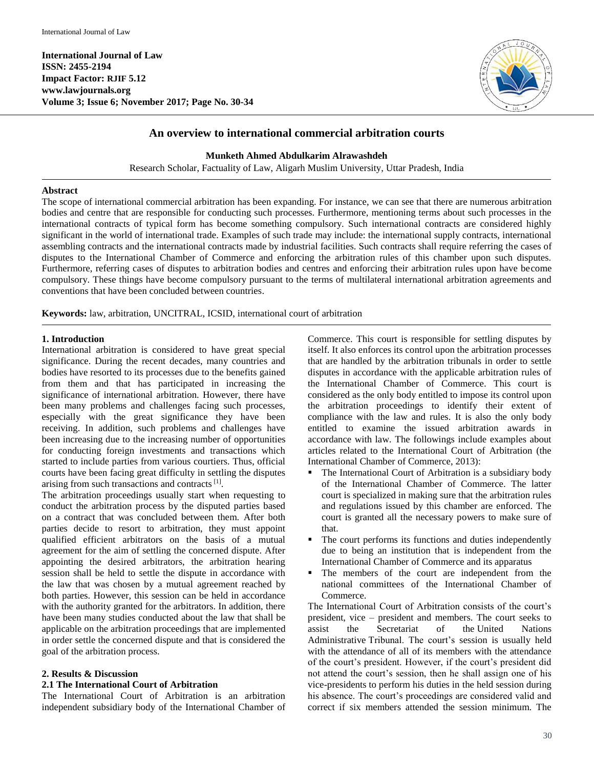**International Journal of Law**
**ISSN: 2455-2194**
**Impact Factor: RJIF 5.12**
**www.lawjournals.org**
**Volume 3; Issue 6; November 2017; Page No. 30-34**

# An overview to international commercial arbitration courts

**Munketh Ahmed Abdulkarim Alrawashdeh**

Research Scholar, Factuality of Law, Aligarh Muslim University, Uttar Pradesh, India

## Abstract

The scope of international commercial arbitration has been expanding. For instance, we can see that there are numerous arbitration bodies and centre that are responsible for conducting such processes. Furthermore, mentioning terms about such processes in the international contracts of typical form has become something compulsory. Such international contracts are considered highly significant in the world of international trade. Examples of such trade may include: the international supply contracts, international assembling contracts and the international contracts made by industrial facilities. Such contracts shall require referring the cases of disputes to the International Chamber of Commerce and enforcing the arbitration rules of this chamber upon such disputes. Furthermore, referring cases of disputes to arbitration bodies and centres and enforcing their arbitration rules upon have become compulsory. These things have become compulsory pursuant to the terms of multilateral international arbitration agreements and conventions that have been concluded between countries.

**Keywords:** law, arbitration, UNCITRAL, ICSID, international court of arbitration

## 1. Introduction

International arbitration is considered to have great special significance. During the recent decades, many countries and bodies have resorted to its processes due to the benefits gained from them and that has participated in increasing the significance of international arbitration. However, there have been many problems and challenges facing such processes, especially with the great significance they have been receiving. In addition, such problems and challenges have been increasing due to the increasing number of opportunities for conducting foreign investments and transactions which started to include parties from various courtiers. Thus, official courts have been facing great difficulty in settling the disputes arising from such transactions and contracts [1].

The arbitration proceedings usually start when requesting to conduct the arbitration process by the disputed parties based on a contract that was concluded between them. After both parties decide to resort to arbitration, they must appoint qualified efficient arbitrators on the basis of a mutual agreement for the aim of settling the concerned dispute. After appointing the desired arbitrators, the arbitration hearing session shall be held to settle the dispute in accordance with the law that was chosen by a mutual agreement reached by both parties. However, this session can be held in accordance with the authority granted for the arbitrators. In addition, there have been many studies conducted about the law that shall be applicable on the arbitration proceedings that are implemented in order settle the concerned dispute and that is considered the goal of the arbitration process.

## 2. Results & Discussion

### 2.1 The International Court of Arbitration

The International Court of Arbitration is an arbitration independent subsidiary body of the International Chamber of Commerce. This court is responsible for settling disputes by itself. It also enforces its control upon the arbitration processes that are handled by the arbitration tribunals in order to settle disputes in accordance with the applicable arbitration rules of the International Chamber of Commerce. This court is considered as the only body entitled to impose its control upon the arbitration proceedings to identify their extent of compliance with the law and rules. It is also the only body entitled to examine the issued arbitration awards in accordance with law. The followings include examples about articles related to the International Court of Arbitration (the International Chamber of Commerce, 2013):

- The International Court of Arbitration is a subsidiary body of the International Chamber of Commerce. The latter court is specialized in making sure that the arbitration rules and regulations issued by this chamber are enforced. The court is granted all the necessary powers to make sure of that.
- The court performs its functions and duties independently due to being an institution that is independent from the International Chamber of Commerce and its apparatus
- The members of the court are independent from the national committees of the International Chamber of Commerce.

The International Court of Arbitration consists of the court's president, vice – president and members. The court seeks to assist the Secretariat of the United Nations Administrative Tribunal. The court's session is usually held with the attendance of all of its members with the attendance of the court's president. However, if the court's president did not attend the court's session, then he shall assign one of his vice-presidents to perform his duties in the held session during his absence. The court's proceedings are considered valid and correct if six members attended the session minimum. The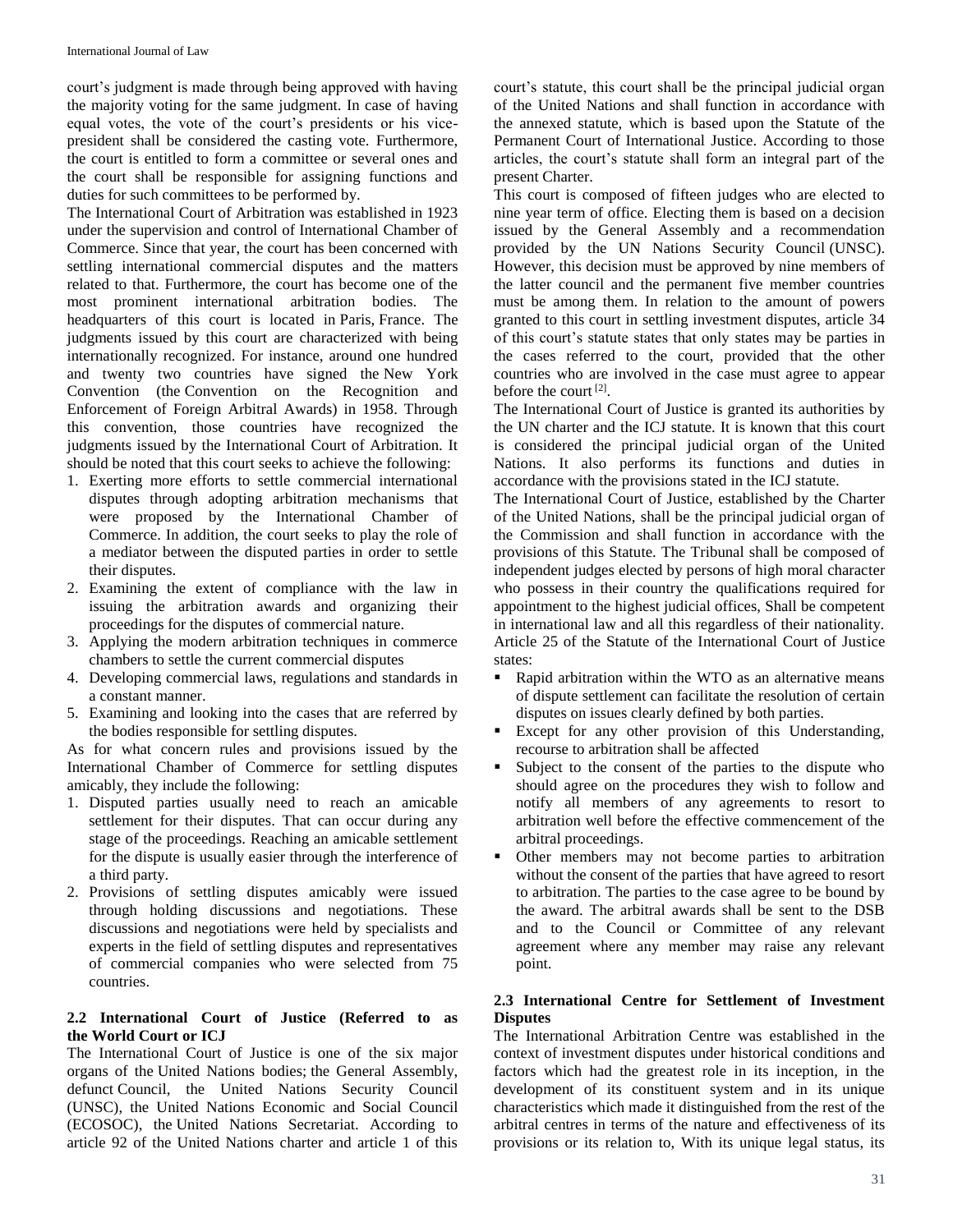court's judgment is made through being approved with having the majority voting for the same judgment. In case of having equal votes, the vote of the court's presidents or his vice-president shall be considered the casting vote. Furthermore, the court is entitled to form a committee or several ones and the court shall be responsible for assigning functions and duties for such committees to be performed by.

The International Court of Arbitration was established in 1923 under the supervision and control of International Chamber of Commerce. Since that year, the court has been concerned with settling international commercial disputes and the matters related to that. Furthermore, the court has become one of the most prominent international arbitration bodies. The headquarters of this court is located in Paris, France. The judgments issued by this court are characterized with being internationally recognized. For instance, around one hundred and twenty two countries have signed the New York Convention (the Convention on the Recognition and Enforcement of Foreign Arbitral Awards) in 1958. Through this convention, those countries have recognized the judgments issued by the International Court of Arbitration. It should be noted that this court seeks to achieve the following:

1. Exerting more efforts to settle commercial international disputes through adopting arbitration mechanisms that were proposed by the International Chamber of Commerce. In addition, the court seeks to play the role of a mediator between the disputed parties in order to settle their disputes.
2. Examining the extent of compliance with the law in issuing the arbitration awards and organizing their proceedings for the disputes of commercial nature.
3. Applying the modern arbitration techniques in commerce chambers to settle the current commercial disputes
4. Developing commercial laws, regulations and standards in a constant manner.
5. Examining and looking into the cases that are referred by the bodies responsible for settling disputes.

As for what concern rules and provisions issued by the International Chamber of Commerce for settling disputes amicably, they include the following:

1. Disputed parties usually need to reach an amicable settlement for their disputes. That can occur during any stage of the proceedings. Reaching an amicable settlement for the dispute is usually easier through the interference of a third party.
2. Provisions of settling disputes amicably were issued through holding discussions and negotiations. These discussions and negotiations were held by specialists and experts in the field of settling disputes and representatives of commercial companies who were selected from 75 countries.

### 2.2 International Court of Justice (Referred to as the World Court or ICJ

The International Court of Justice is one of the six major organs of the United Nations bodies; the General Assembly, defunct Council, the United Nations Security Council (UNSC), the United Nations Economic and Social Council (ECOSOC), the United Nations Secretariat. According to article 92 of the United Nations charter and article 1 of this court's statute, this court shall be the principal judicial organ of the United Nations and shall function in accordance with the annexed statute, which is based upon the Statute of the Permanent Court of International Justice. According to those articles, the court's statute shall form an integral part of the present Charter.

This court is composed of fifteen judges who are elected to nine year term of office. Electing them is based on a decision issued by the General Assembly and a recommendation provided by the UN Nations Security Council (UNSC). However, this decision must be approved by nine members of the latter council and the permanent five member countries must be among them. In relation to the amount of powers granted to this court in settling investment disputes, article 34 of this court's statute states that only states may be parties in the cases referred to the court, provided that the other countries who are involved in the case must agree to appear before the court [2].

The International Court of Justice is granted its authorities by the UN charter and the ICJ statute. It is known that this court is considered the principal judicial organ of the United Nations. It also performs its functions and duties in accordance with the provisions stated in the ICJ statute.

The International Court of Justice, established by the Charter of the United Nations, shall be the principal judicial organ of the Commission and shall function in accordance with the provisions of this Statute. The Tribunal shall be composed of independent judges elected by persons of high moral character who possess in their country the qualifications required for appointment to the highest judicial offices, Shall be competent in international law and all this regardless of their nationality. Article 25 of the Statute of the International Court of Justice states:

- Rapid arbitration within the WTO as an alternative means of dispute settlement can facilitate the resolution of certain disputes on issues clearly defined by both parties.
- Except for any other provision of this Understanding, recourse to arbitration shall be affected
- Subject to the consent of the parties to the dispute who should agree on the procedures they wish to follow and notify all members of any agreements to resort to arbitration well before the effective commencement of the arbitral proceedings.
- Other members may not become parties to arbitration without the consent of the parties that have agreed to resort to arbitration. The parties to the case agree to be bound by the award. The arbitral awards shall be sent to the DSB and to the Council or Committee of any relevant agreement where any member may raise any relevant point.

### 2.3 International Centre for Settlement of Investment Disputes

The International Arbitration Centre was established in the context of investment disputes under historical conditions and factors which had the greatest role in its inception, in the development of its constituent system and in its unique characteristics which made it distinguished from the rest of the arbitral centres in terms of the nature and effectiveness of its provisions or its relation to, With its unique legal status, its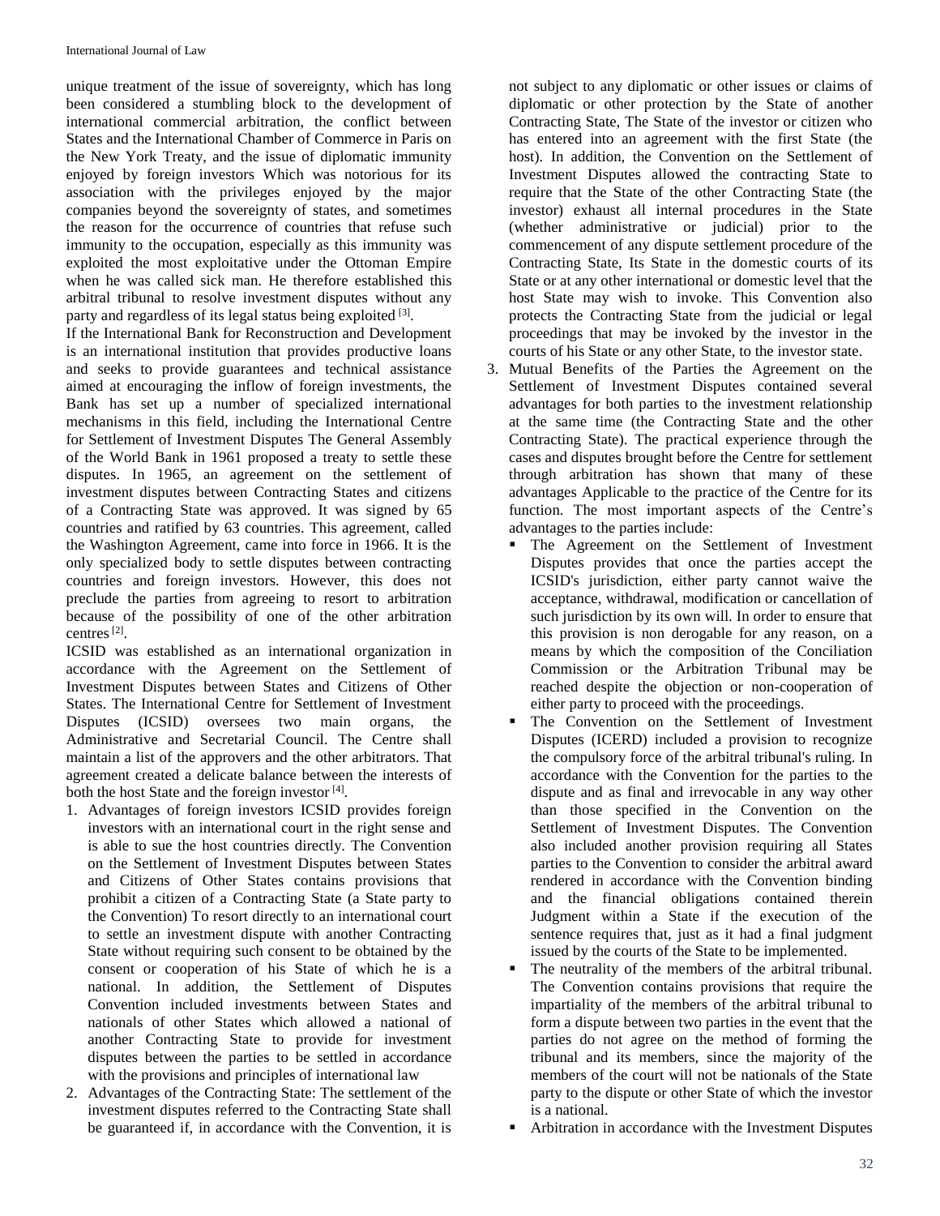unique treatment of the issue of sovereignty, which has long been considered a stumbling block to the development of international commercial arbitration, the conflict between States and the International Chamber of Commerce in Paris on the New York Treaty, and the issue of diplomatic immunity enjoyed by foreign investors Which was notorious for its association with the privileges enjoyed by the major companies beyond the sovereignty of states, and sometimes the reason for the occurrence of countries that refuse such immunity to the occupation, especially as this immunity was exploited the most exploitative under the Ottoman Empire when he was called sick man. He therefore established this arbitral tribunal to resolve investment disputes without any party and regardless of its legal status being exploited [3].

If the International Bank for Reconstruction and Development is an international institution that provides productive loans and seeks to provide guarantees and technical assistance aimed at encouraging the inflow of foreign investments, the Bank has set up a number of specialized international mechanisms in this field, including the International Centre for Settlement of Investment Disputes The General Assembly of the World Bank in 1961 proposed a treaty to settle these disputes. In 1965, an agreement on the settlement of investment disputes between Contracting States and citizens of a Contracting State was approved. It was signed by 65 countries and ratified by 63 countries. This agreement, called the Washington Agreement, came into force in 1966. It is the only specialized body to settle disputes between contracting countries and foreign investors. However, this does not preclude the parties from agreeing to resort to arbitration because of the possibility of one of the other arbitration centres [2].

ICSID was established as an international organization in accordance with the Agreement on the Settlement of Investment Disputes between States and Citizens of Other States. The International Centre for Settlement of Investment Disputes (ICSID) oversees two main organs, the Administrative and Secretarial Council. The Centre shall maintain a list of the approvers and the other arbitrators. That agreement created a delicate balance between the interests of both the host State and the foreign investor [4].

1. Advantages of foreign investors ICSID provides foreign investors with an international court in the right sense and is able to sue the host countries directly. The Convention on the Settlement of Investment Disputes between States and Citizens of Other States contains provisions that prohibit a citizen of a Contracting State (a State party to the Convention) To resort directly to an international court to settle an investment dispute with another Contracting State without requiring such consent to be obtained by the consent or cooperation of his State of which he is a national. In addition, the Settlement of Disputes Convention included investments between States and nationals of other States which allowed a national of another Contracting State to provide for investment disputes between the parties to be settled in accordance with the provisions and principles of international law
2. Advantages of the Contracting State: The settlement of the investment disputes referred to the Contracting State shall be guaranteed if, in accordance with the Convention, it is not subject to any diplomatic or other issues or claims of diplomatic or other protection by the State of another Contracting State, The State of the investor or citizen who has entered into an agreement with the first State (the host). In addition, the Convention on the Settlement of Investment Disputes allowed the contracting State to require that the State of the other Contracting State (the investor) exhaust all internal procedures in the State (whether administrative or judicial) prior to the commencement of any dispute settlement procedure of the Contracting State, Its State in the domestic courts of its State or at any other international or domestic level that the host State may wish to invoke. This Convention also protects the Contracting State from the judicial or legal proceedings that may be invoked by the investor in the courts of his State or any other State, to the investor state.
3. Mutual Benefits of the Parties the Agreement on the Settlement of Investment Disputes contained several advantages for both parties to the investment relationship at the same time (the Contracting State and the other Contracting State). The practical experience through the cases and disputes brought before the Centre for settlement through arbitration has shown that many of these advantages Applicable to the practice of the Centre for its function. The most important aspects of the Centre's advantages to the parties include:
   - The Agreement on the Settlement of Investment Disputes provides that once the parties accept the ICSID's jurisdiction, either party cannot waive the acceptance, withdrawal, modification or cancellation of such jurisdiction by its own will. In order to ensure that this provision is non derogable for any reason, on a means by which the composition of the Conciliation Commission or the Arbitration Tribunal may be reached despite the objection or non-cooperation of either party to proceed with the proceedings.
   - The Convention on the Settlement of Investment Disputes (ICERD) included a provision to recognize the compulsory force of the arbitral tribunal's ruling. In accordance with the Convention for the parties to the dispute and as final and irrevocable in any way other than those specified in the Convention on the Settlement of Investment Disputes. The Convention also included another provision requiring all States parties to the Convention to consider the arbitral award rendered in accordance with the Convention binding and the financial obligations contained therein Judgment within a State if the execution of the sentence requires that, just as it had a final judgment issued by the courts of the State to be implemented.
   - The neutrality of the members of the arbitral tribunal. The Convention contains provisions that require the impartiality of the members of the arbitral tribunal to form a dispute between two parties in the event that the parties do not agree on the method of forming the tribunal and its members, since the majority of the members of the court will not be nationals of the State party to the dispute or other State of which the investor is a national.
   - Arbitration in accordance with the Investment Disputes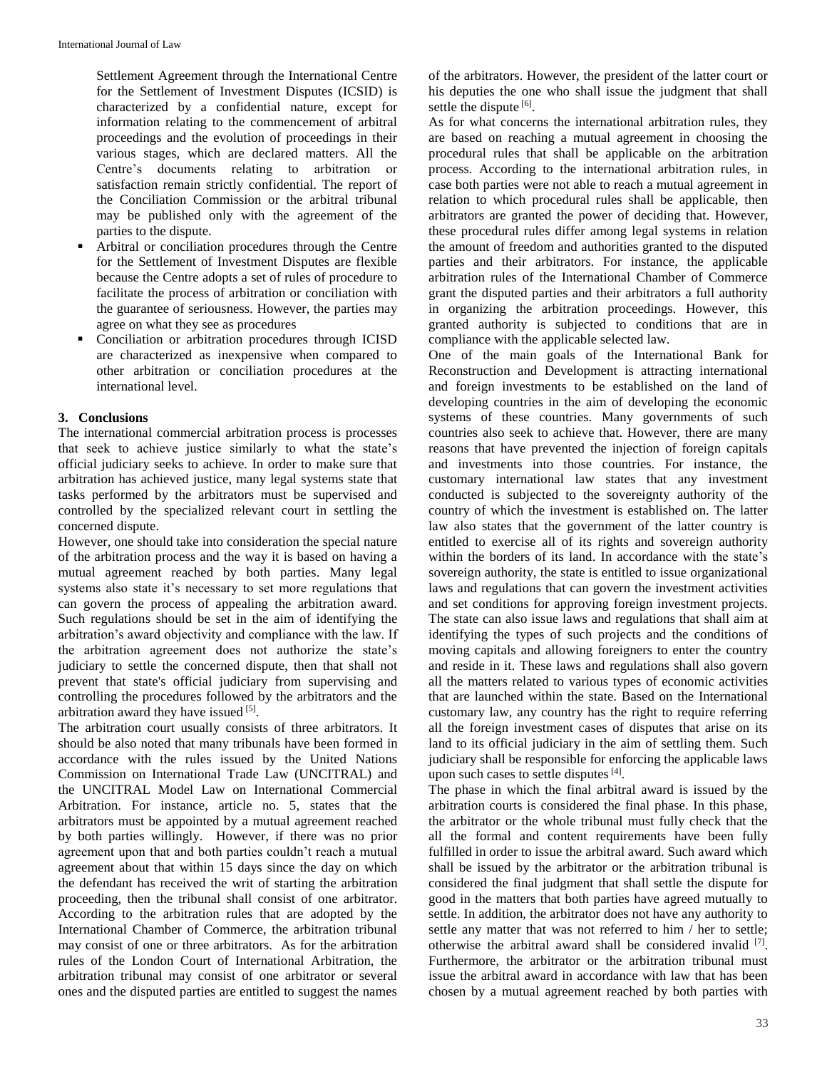Settlement Agreement through the International Centre for the Settlement of Investment Disputes (ICSID) is characterized by a confidential nature, except for information relating to the commencement of arbitral proceedings and the evolution of proceedings in their various stages, which are declared matters. All the Centre's documents relating to arbitration or satisfaction remain strictly confidential. The report of the Conciliation Commission or the arbitral tribunal may be published only with the agreement of the parties to the dispute.

- Arbitral or conciliation procedures through the Centre for the Settlement of Investment Disputes are flexible because the Centre adopts a set of rules of procedure to facilitate the process of arbitration or conciliation with the guarantee of seriousness. However, the parties may agree on what they see as procedures
- Conciliation or arbitration procedures through ICISD are characterized as inexpensive when compared to other arbitration or conciliation procedures at the international level.

## 3. Conclusions

The international commercial arbitration process is processes that seek to achieve justice similarly to what the state's official judiciary seeks to achieve. In order to make sure that arbitration has achieved justice, many legal systems state that tasks performed by the arbitrators must be supervised and controlled by the specialized relevant court in settling the concerned dispute.

However, one should take into consideration the special nature of the arbitration process and the way it is based on having a mutual agreement reached by both parties. Many legal systems also state it's necessary to set more regulations that can govern the process of appealing the arbitration award. Such regulations should be set in the aim of identifying the arbitration's award objectivity and compliance with the law. If the arbitration agreement does not authorize the state's judiciary to settle the concerned dispute, then that shall not prevent that state's official judiciary from supervising and controlling the procedures followed by the arbitrators and the arbitration award they have issued [5].

The arbitration court usually consists of three arbitrators. It should be also noted that many tribunals have been formed in accordance with the rules issued by the United Nations Commission on International Trade Law (UNCITRAL) and the UNCITRAL Model Law on International Commercial Arbitration. For instance, article no. 5, states that the arbitrators must be appointed by a mutual agreement reached by both parties willingly. However, if there was no prior agreement upon that and both parties couldn't reach a mutual agreement about that within 15 days since the day on which the defendant has received the writ of starting the arbitration proceeding, then the tribunal shall consist of one arbitrator. According to the arbitration rules that are adopted by the International Chamber of Commerce, the arbitration tribunal may consist of one or three arbitrators. As for the arbitration rules of the London Court of International Arbitration, the arbitration tribunal may consist of one arbitrator or several ones and the disputed parties are entitled to suggest the names of the arbitrators. However, the president of the latter court or his deputies the one who shall issue the judgment that shall settle the dispute [6].

As for what concerns the international arbitration rules, they are based on reaching a mutual agreement in choosing the procedural rules that shall be applicable on the arbitration process. According to the international arbitration rules, in case both parties were not able to reach a mutual agreement in relation to which procedural rules shall be applicable, then arbitrators are granted the power of deciding that. However, these procedural rules differ among legal systems in relation the amount of freedom and authorities granted to the disputed parties and their arbitrators. For instance, the applicable arbitration rules of the International Chamber of Commerce grant the disputed parties and their arbitrators a full authority in organizing the arbitration proceedings. However, this granted authority is subjected to conditions that are in compliance with the applicable selected law.

One of the main goals of the International Bank for Reconstruction and Development is attracting international and foreign investments to be established on the land of developing countries in the aim of developing the economic systems of these countries. Many governments of such countries also seek to achieve that. However, there are many reasons that have prevented the injection of foreign capitals and investments into those countries. For instance, the customary international law states that any investment conducted is subjected to the sovereignty authority of the country of which the investment is established on. The latter law also states that the government of the latter country is entitled to exercise all of its rights and sovereign authority within the borders of its land. In accordance with the state's sovereign authority, the state is entitled to issue organizational laws and regulations that can govern the investment activities and set conditions for approving foreign investment projects. The state can also issue laws and regulations that shall aim at identifying the types of such projects and the conditions of moving capitals and allowing foreigners to enter the country and reside in it. These laws and regulations shall also govern all the matters related to various types of economic activities that are launched within the state. Based on the International customary law, any country has the right to require referring all the foreign investment cases of disputes that arise on its land to its official judiciary in the aim of settling them. Such judiciary shall be responsible for enforcing the applicable laws upon such cases to settle disputes [4].

The phase in which the final arbitral award is issued by the arbitration courts is considered the final phase. In this phase, the arbitrator or the whole tribunal must fully check that the all the formal and content requirements have been fully fulfilled in order to issue the arbitral award. Such award which shall be issued by the arbitrator or the arbitration tribunal is considered the final judgment that shall settle the dispute for good in the matters that both parties have agreed mutually to settle. In addition, the arbitrator does not have any authority to settle any matter that was not referred to him / her to settle; otherwise the arbitral award shall be considered invalid [7]. Furthermore, the arbitrator or the arbitration tribunal must issue the arbitral award in accordance with law that has been chosen by a mutual agreement reached by both parties with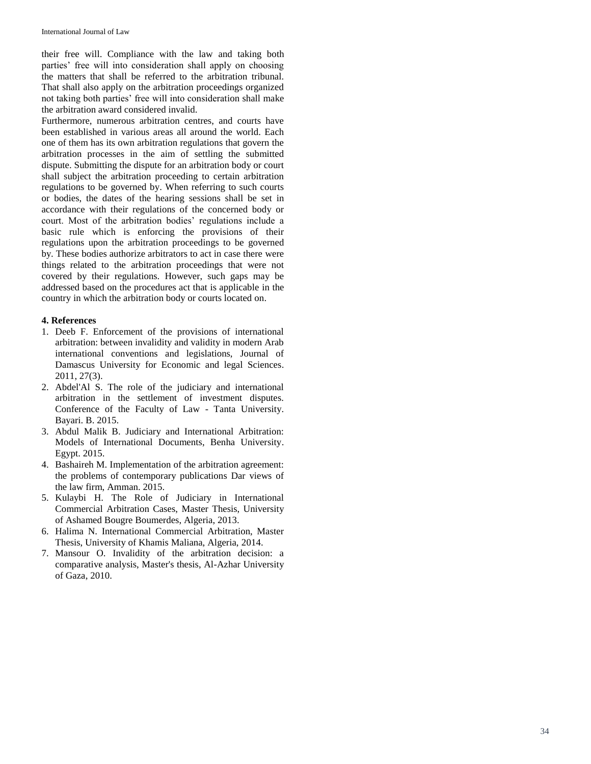their free will. Compliance with the law and taking both parties' free will into consideration shall apply on choosing the matters that shall be referred to the arbitration tribunal. That shall also apply on the arbitration proceedings organized not taking both parties' free will into consideration shall make the arbitration award considered invalid.

Furthermore, numerous arbitration centres, and courts have been established in various areas all around the world. Each one of them has its own arbitration regulations that govern the arbitration processes in the aim of settling the submitted dispute. Submitting the dispute for an arbitration body or court shall subject the arbitration proceeding to certain arbitration regulations to be governed by. When referring to such courts or bodies, the dates of the hearing sessions shall be set in accordance with their regulations of the concerned body or court. Most of the arbitration bodies' regulations include a basic rule which is enforcing the provisions of their regulations upon the arbitration proceedings to be governed by. These bodies authorize arbitrators to act in case there were things related to the arbitration proceedings that were not covered by their regulations. However, such gaps may be addressed based on the procedures act that is applicable in the country in which the arbitration body or courts located on.

**4. References**

1. Deeb F. Enforcement of the provisions of international arbitration: between invalidity and validity in modern Arab international conventions and legislations, Journal of Damascus University for Economic and legal Sciences. 2011, 27(3).
2. Abdel'Al S. The role of the judiciary and international arbitration in the settlement of investment disputes. Conference of the Faculty of Law - Tanta University. Bayari. B. 2015.
3. Abdul Malik B. Judiciary and International Arbitration: Models of International Documents, Benha University. Egypt. 2015.
4. Bashaireh M. Implementation of the arbitration agreement: the problems of contemporary publications Dar views of the law firm, Amman. 2015.
5. Kulaybi H. The Role of Judiciary in International Commercial Arbitration Cases, Master Thesis, University of Ashamed Bougre Boumerdes, Algeria, 2013.
6. Halima N. International Commercial Arbitration, Master Thesis, University of Khamis Maliana, Algeria, 2014.
7. Mansour O. Invalidity of the arbitration decision: a comparative analysis, Master's thesis, Al-Azhar University of Gaza, 2010.